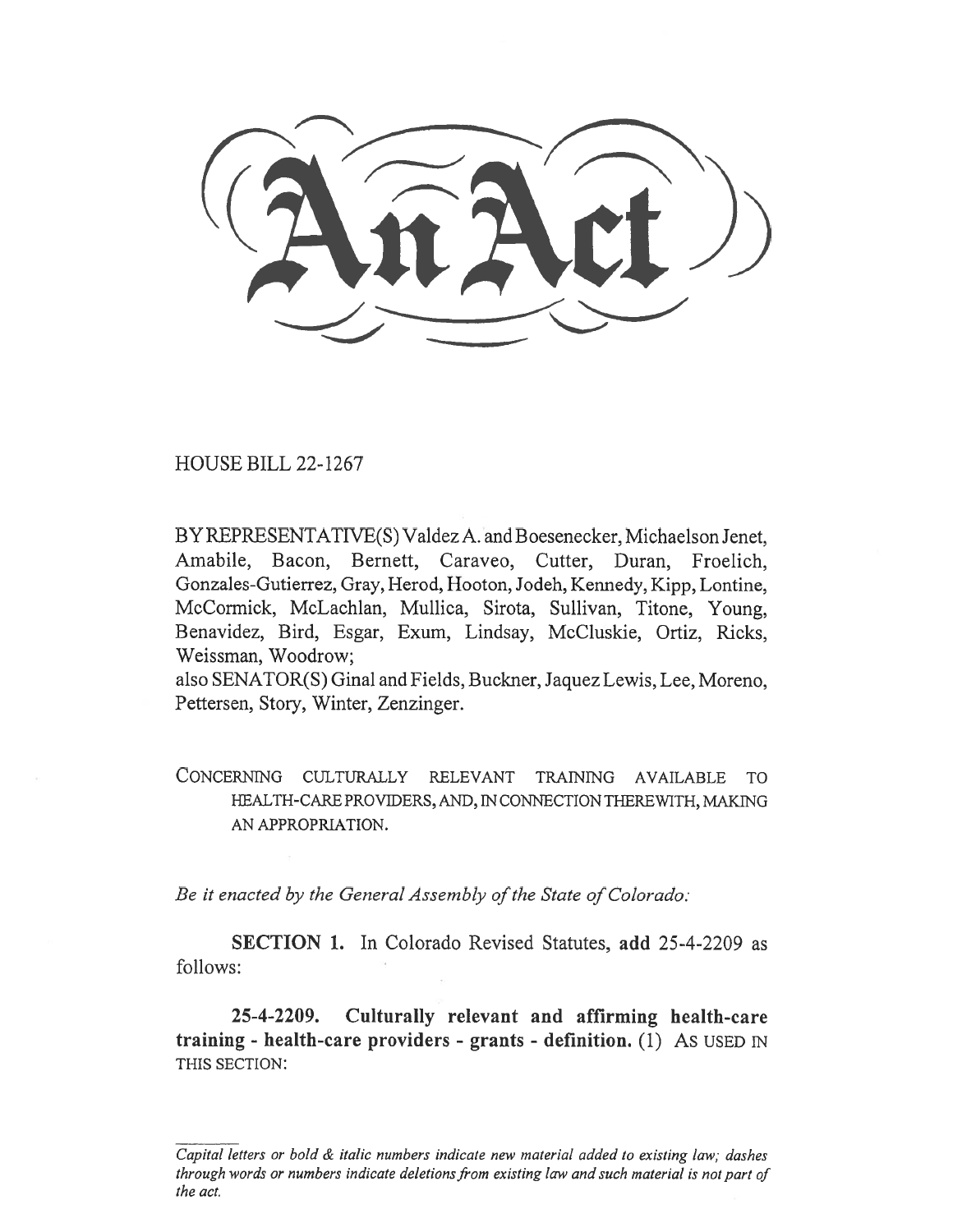# An Act

HOUSE BILL 22-1267

BY REPRESENTATIVE(S) Valdez A. and Boesenecker, Michaelson Jenet, Amabile, Bacon, Bernett, Caraveo, Cutter, Duran, Froelich, Gonzales-Gutierrez, Gray, Herod, Hooton, Jodeh, Kennedy, Kipp, Lontine, McCormick, McLachlan, Mullica, Sirota, Sullivan, Titone, Young, Benavidez, Bird, Esgar, Exum, Lindsay, McCluskie, Ortiz, Ricks, Weissman, Woodrow;
also SENATOR(S) Ginal and Fields, Buckner, Jaquez Lewis, Lee, Moreno, Pettersen, Story, Winter, Zenzinger.

CONCERNING CULTURALLY RELEVANT TRAINING AVAILABLE TO HEALTH-CARE PROVIDERS, AND, IN CONNECTION THEREWITH, MAKING AN APPROPRIATION.

*Be it enacted by the General Assembly of the State of Colorado:*

**SECTION 1.** In Colorado Revised Statutes, **add** 25-4-2209 as follows:

**25-4-2209. Culturally relevant and affirming health-care training - health-care providers - grants - definition.** (1) AS USED IN THIS SECTION:

*Capital letters or bold & italic numbers indicate new material added to existing law; dashes through words or numbers indicate deletions from existing law and such material is not part of the act.*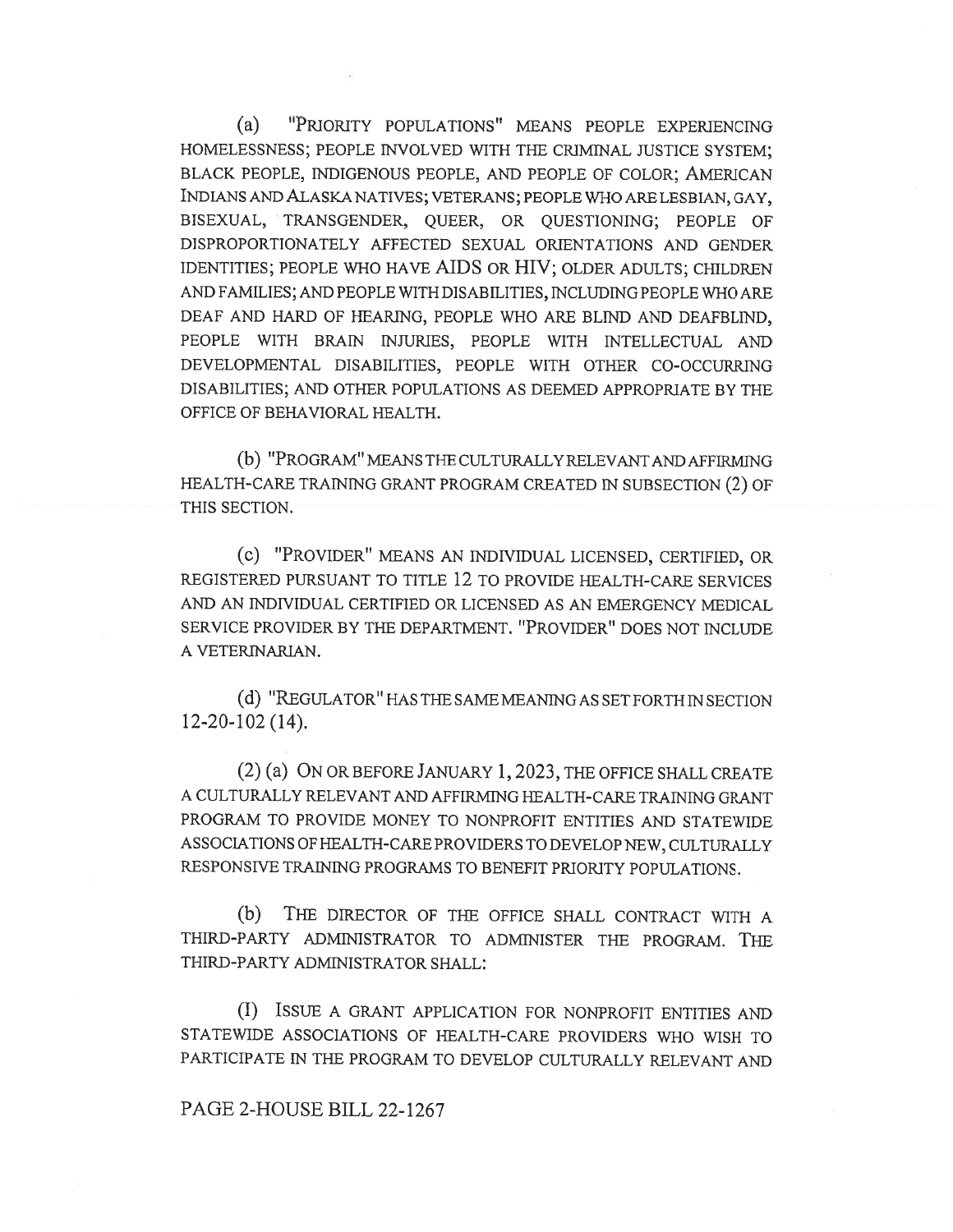(a) "PRIORITY POPULATIONS" MEANS PEOPLE EXPERIENCING HOMELESSNESS; PEOPLE INVOLVED WITH THE CRIMINAL JUSTICE SYSTEM; BLACK PEOPLE, INDIGENOUS PEOPLE, AND PEOPLE OF COLOR; AMERICAN INDIANS AND ALASKA NATIVES; VETERANS; PEOPLE WHO ARE LESBIAN, GAY, BISEXUAL, TRANSGENDER, QUEER, OR QUESTIONING; PEOPLE OF DISPROPORTIONATELY AFFECTED SEXUAL ORIENTATIONS AND GENDER IDENTITIES; PEOPLE WHO HAVE AIDS OR HIV; OLDER ADULTS; CHILDREN AND FAMILIES; AND PEOPLE WITH DISABILITIES, INCLUDING PEOPLE WHO ARE DEAF AND HARD OF HEARING, PEOPLE WHO ARE BLIND AND DEAFBLIND, PEOPLE WITH BRAIN INJURIES, PEOPLE WITH INTELLECTUAL AND DEVELOPMENTAL DISABILITIES, PEOPLE WITH OTHER CO-OCCURRING DISABILITIES; AND OTHER POPULATIONS AS DEEMED APPROPRIATE BY THE OFFICE OF BEHAVIORAL HEALTH.

(b) "PROGRAM" MEANS THE CULTURALLY RELEVANT AND AFFIRMING HEALTH-CARE TRAINING GRANT PROGRAM CREATED IN SUBSECTION (2) OF THIS SECTION.

(c) "PROVIDER" MEANS AN INDIVIDUAL LICENSED, CERTIFIED, OR REGISTERED PURSUANT TO TITLE 12 TO PROVIDE HEALTH-CARE SERVICES AND AN INDIVIDUAL CERTIFIED OR LICENSED AS AN EMERGENCY MEDICAL SERVICE PROVIDER BY THE DEPARTMENT. "PROVIDER" DOES NOT INCLUDE A VETERINARIAN.

(d) "REGULATOR" HAS THE SAME MEANING AS SET FORTH IN SECTION 12-20-102 (14).

(2) (a) ON OR BEFORE JANUARY 1, 2023, THE OFFICE SHALL CREATE A CULTURALLY RELEVANT AND AFFIRMING HEALTH-CARE TRAINING GRANT PROGRAM TO PROVIDE MONEY TO NONPROFIT ENTITIES AND STATEWIDE ASSOCIATIONS OF HEALTH-CARE PROVIDERS TO DEVELOP NEW, CULTURALLY RESPONSIVE TRAINING PROGRAMS TO BENEFIT PRIORITY POPULATIONS.

(b) THE DIRECTOR OF THE OFFICE SHALL CONTRACT WITH A THIRD-PARTY ADMINISTRATOR TO ADMINISTER THE PROGRAM. THE THIRD-PARTY ADMINISTRATOR SHALL:

(I) ISSUE A GRANT APPLICATION FOR NONPROFIT ENTITIES AND STATEWIDE ASSOCIATIONS OF HEALTH-CARE PROVIDERS WHO WISH TO PARTICIPATE IN THE PROGRAM TO DEVELOP CULTURALLY RELEVANT AND

PAGE 2-HOUSE BILL 22-1267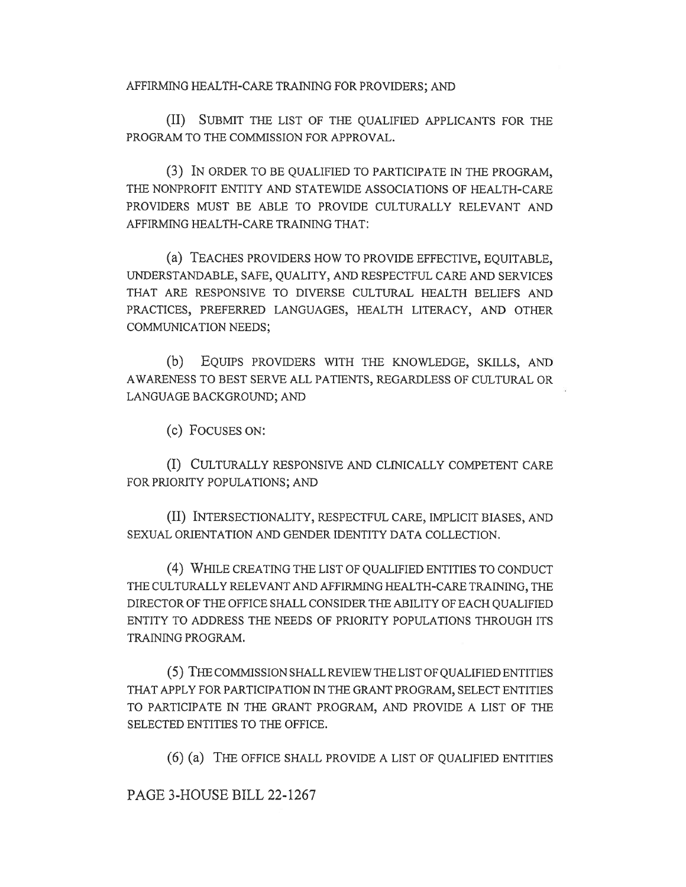AFFIRMING HEALTH-CARE TRAINING FOR PROVIDERS; AND

(II) SUBMIT THE LIST OF THE QUALIFIED APPLICANTS FOR THE PROGRAM TO THE COMMISSION FOR APPROVAL.

(3) IN ORDER TO BE QUALIFIED TO PARTICIPATE IN THE PROGRAM, THE NONPROFIT ENTITY AND STATEWIDE ASSOCIATIONS OF HEALTH-CARE PROVIDERS MUST BE ABLE TO PROVIDE CULTURALLY RELEVANT AND AFFIRMING HEALTH-CARE TRAINING THAT:

(a) TEACHES PROVIDERS HOW TO PROVIDE EFFECTIVE, EQUITABLE, UNDERSTANDABLE, SAFE, QUALITY, AND RESPECTFUL CARE AND SERVICES THAT ARE RESPONSIVE TO DIVERSE CULTURAL HEALTH BELIEFS AND PRACTICES, PREFERRED LANGUAGES, HEALTH LITERACY, AND OTHER COMMUNICATION NEEDS;

(b) EQUIPS PROVIDERS WITH THE KNOWLEDGE, SKILLS, AND AWARENESS TO BEST SERVE ALL PATIENTS, REGARDLESS OF CULTURAL OR LANGUAGE BACKGROUND; AND

(c) FOCUSES ON:

(I) CULTURALLY RESPONSIVE AND CLINICALLY COMPETENT CARE FOR PRIORITY POPULATIONS; AND

(II) INTERSECTIONALITY, RESPECTFUL CARE, IMPLICIT BIASES, AND SEXUAL ORIENTATION AND GENDER IDENTITY DATA COLLECTION.

(4) WHILE CREATING THE LIST OF QUALIFIED ENTITIES TO CONDUCT THE CULTURALLY RELEVANT AND AFFIRMING HEALTH-CARE TRAINING, THE DIRECTOR OF THE OFFICE SHALL CONSIDER THE ABILITY OF EACH QUALIFIED ENTITY TO ADDRESS THE NEEDS OF PRIORITY POPULATIONS THROUGH ITS TRAINING PROGRAM.

(5) THE COMMISSION SHALL REVIEW THE LIST OF QUALIFIED ENTITIES THAT APPLY FOR PARTICIPATION IN THE GRANT PROGRAM, SELECT ENTITIES TO PARTICIPATE IN THE GRANT PROGRAM, AND PROVIDE A LIST OF THE SELECTED ENTITIES TO THE OFFICE.

(6) (a) THE OFFICE SHALL PROVIDE A LIST OF QUALIFIED ENTITIES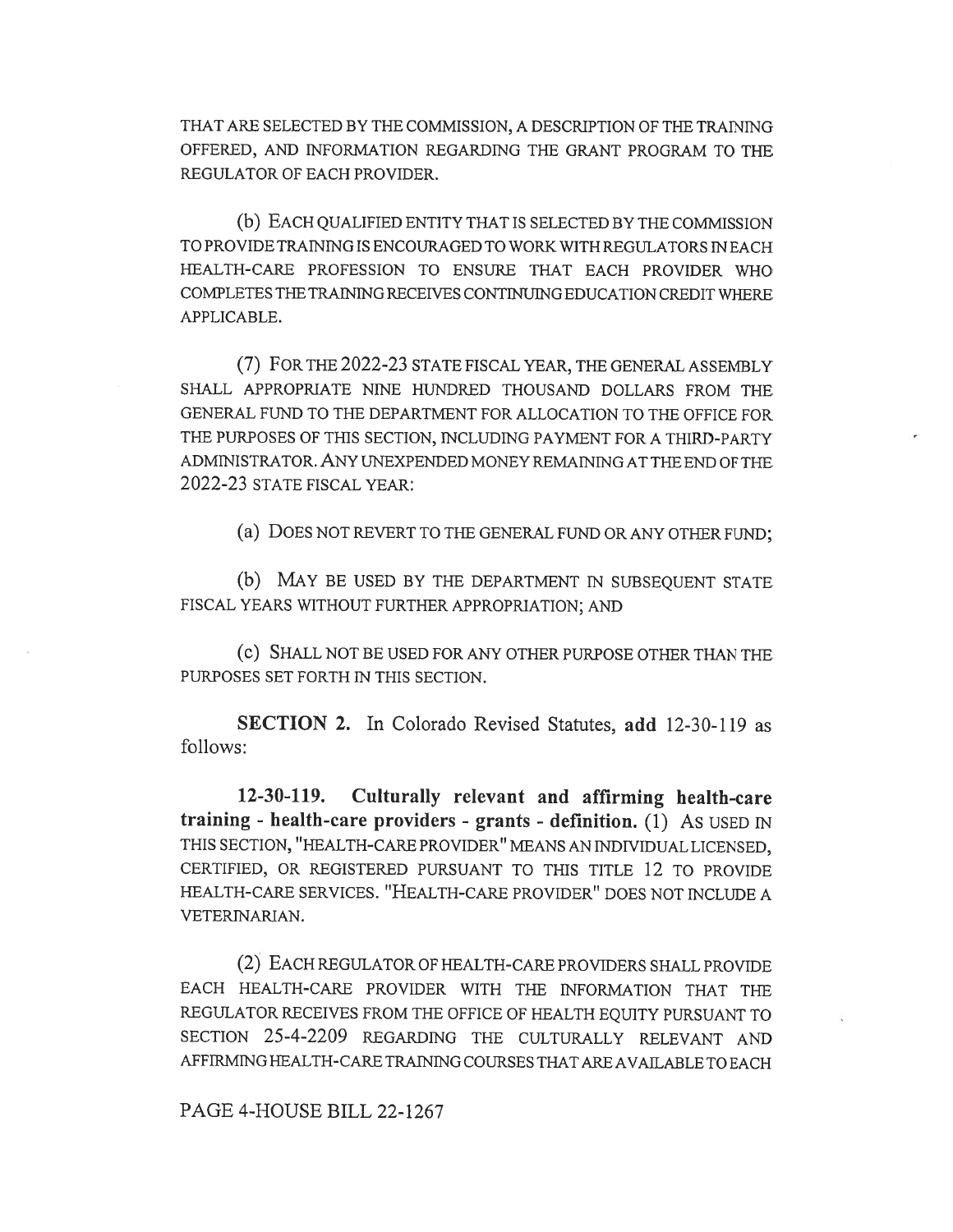THAT ARE SELECTED BY THE COMMISSION, A DESCRIPTION OF THE TRAINING OFFERED, AND INFORMATION REGARDING THE GRANT PROGRAM TO THE REGULATOR OF EACH PROVIDER.

(b) EACH QUALIFIED ENTITY THAT IS SELECTED BY THE COMMISSION TO PROVIDE TRAINING IS ENCOURAGED TO WORK WITH REGULATORS IN EACH HEALTH-CARE PROFESSION TO ENSURE THAT EACH PROVIDER WHO COMPLETES THE TRAINING RECEIVES CONTINUING EDUCATION CREDIT WHERE APPLICABLE.

(7) FOR THE 2022-23 STATE FISCAL YEAR, THE GENERAL ASSEMBLY SHALL APPROPRIATE NINE HUNDRED THOUSAND DOLLARS FROM THE GENERAL FUND TO THE DEPARTMENT FOR ALLOCATION TO THE OFFICE FOR THE PURPOSES OF THIS SECTION, INCLUDING PAYMENT FOR A THIRD-PARTY ADMINISTRATOR. ANY UNEXPENDED MONEY REMAINING AT THE END OF THE 2022-23 STATE FISCAL YEAR:

(a) DOES NOT REVERT TO THE GENERAL FUND OR ANY OTHER FUND;

(b) MAY BE USED BY THE DEPARTMENT IN SUBSEQUENT STATE FISCAL YEARS WITHOUT FURTHER APPROPRIATION; AND

(c) SHALL NOT BE USED FOR ANY OTHER PURPOSE OTHER THAN THE PURPOSES SET FORTH IN THIS SECTION.

**SECTION 2.** In Colorado Revised Statutes, **add** 12-30-119 as follows:

**12-30-119. Culturally relevant and affirming health-care training - health-care providers - grants - definition.** (1) AS USED IN THIS SECTION, "HEALTH-CARE PROVIDER" MEANS AN INDIVIDUAL LICENSED, CERTIFIED, OR REGISTERED PURSUANT TO THIS TITLE 12 TO PROVIDE HEALTH-CARE SERVICES. "HEALTH-CARE PROVIDER" DOES NOT INCLUDE A VETERINARIAN.

(2) EACH REGULATOR OF HEALTH-CARE PROVIDERS SHALL PROVIDE EACH HEALTH-CARE PROVIDER WITH THE INFORMATION THAT THE REGULATOR RECEIVES FROM THE OFFICE OF HEALTH EQUITY PURSUANT TO SECTION 25-4-2209 REGARDING THE CULTURALLY RELEVANT AND AFFIRMING HEALTH-CARE TRAINING COURSES THAT ARE AVAILABLE TO EACH

PAGE 4-HOUSE BILL 22-1267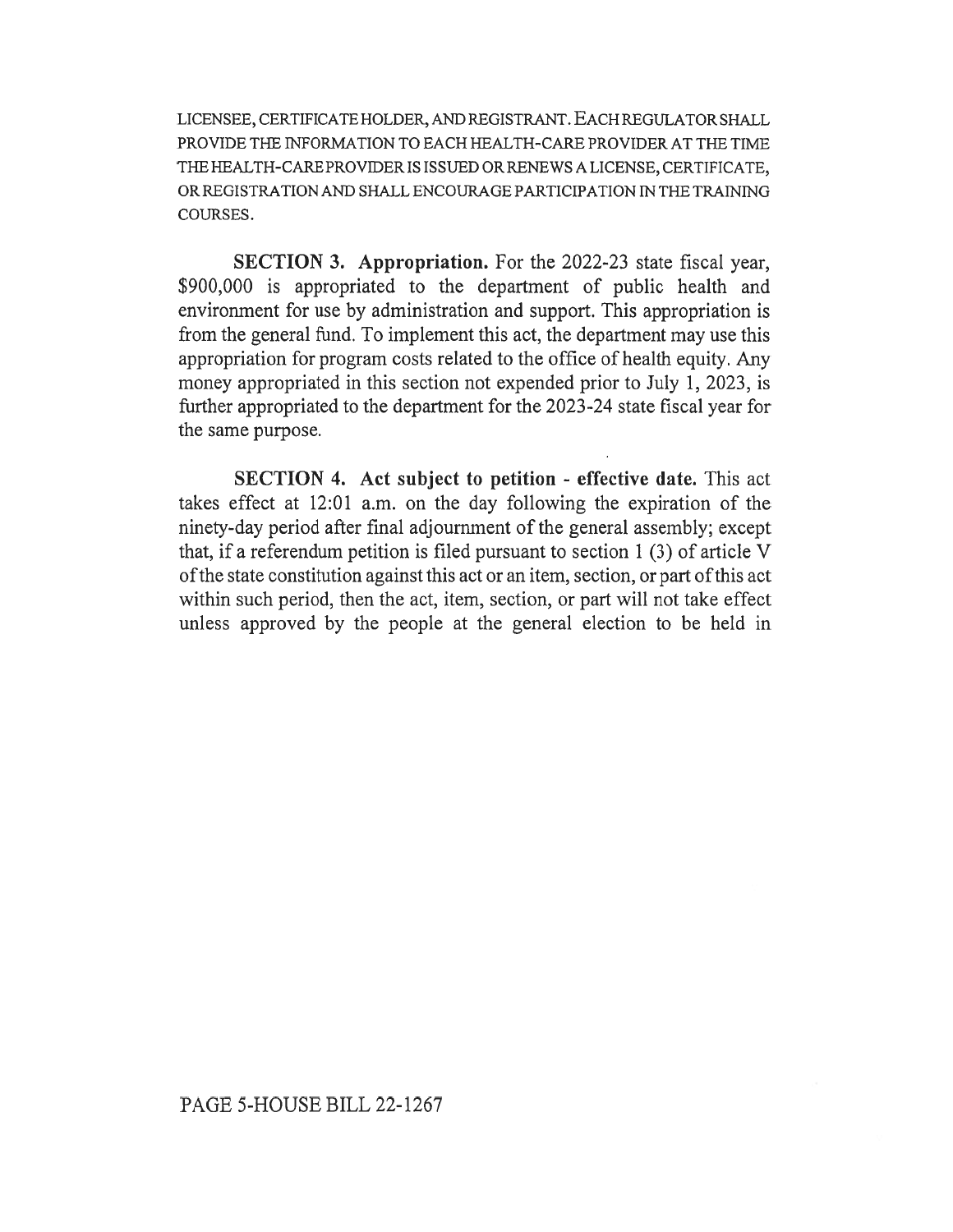LICENSEE, CERTIFICATE HOLDER, AND REGISTRANT. EACH REGULATOR SHALL PROVIDE THE INFORMATION TO EACH HEALTH-CARE PROVIDER AT THE TIME THE HEALTH-CARE PROVIDER IS ISSUED OR RENEWS A LICENSE, CERTIFICATE, OR REGISTRATION AND SHALL ENCOURAGE PARTICIPATION IN THE TRAINING COURSES.

**SECTION 3. Appropriation.** For the 2022-23 state fiscal year, $900,000 is appropriated to the department of public health and environment for use by administration and support. This appropriation is from the general fund. To implement this act, the department may use this appropriation for program costs related to the office of health equity. Any money appropriated in this section not expended prior to July 1, 2023, is further appropriated to the department for the 2023-24 state fiscal year for the same purpose.

**SECTION 4. Act subject to petition - effective date.** This act takes effect at 12:01 a.m. on the day following the expiration of the ninety-day period after final adjournment of the general assembly; except that, if a referendum petition is filed pursuant to section 1 (3) of article V of the state constitution against this act or an item, section, or part of this act within such period, then the act, item, section, or part will not take effect unless approved by the people at the general election to be held in

PAGE 5-HOUSE BILL 22-1267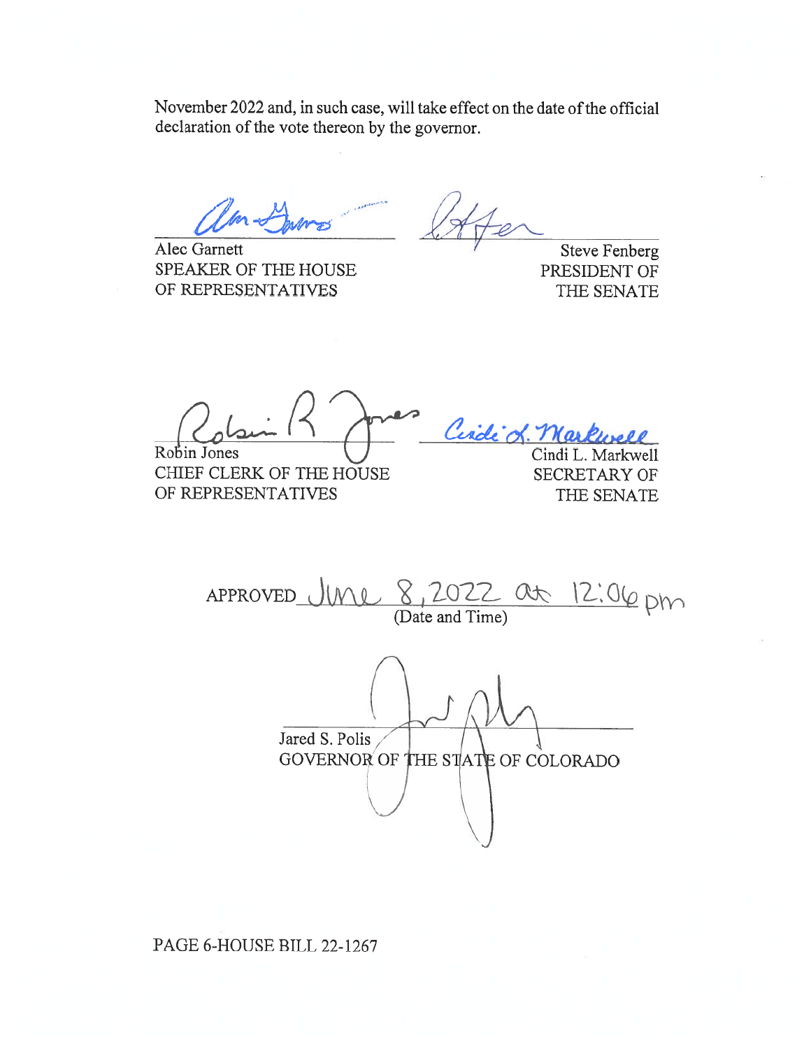November 2022 and, in such case, will take effect on the date of the official declaration of the vote thereon by the governor.

Alec Garnett
SPEAKER OF THE HOUSE
OF REPRESENTATIVES

Steve Fenberg
PRESIDENT OF
THE SENATE

Robin Jones
CHIEF CLERK OF THE HOUSE
OF REPRESENTATIVES

Cindi L. Markwell
SECRETARY OF
THE SENATE

APPROVED June 8, 2022 at 12:06 pm
(Date and Time)

Jared S. Polis
GOVERNOR OF THE STATE OF COLORADO

PAGE 6-HOUSE BILL 22-1267